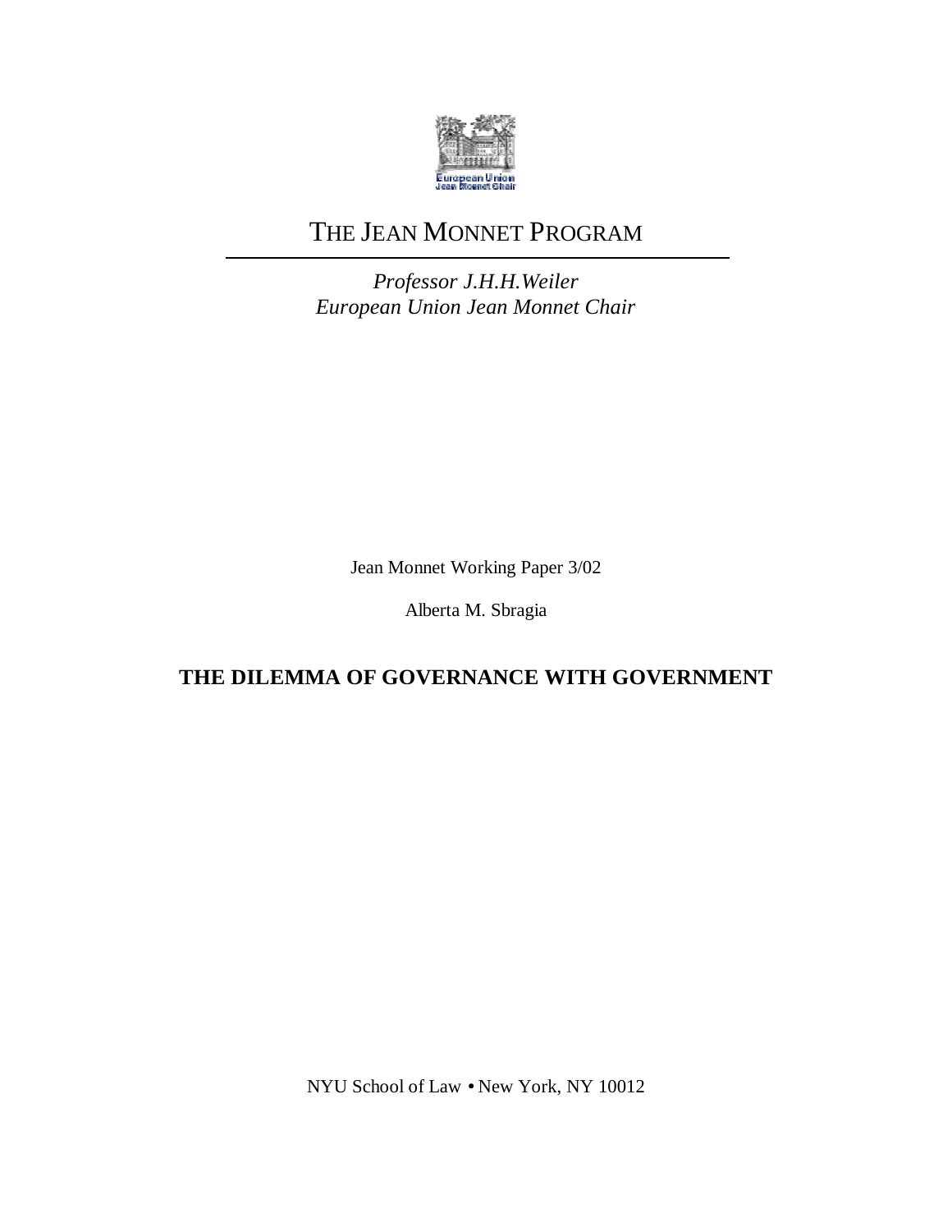European Union
Jean Monnet Chair

# THE JEAN MONNET PROGRAM

*Professor J.H.H.Weiler*
*European Union Jean Monnet Chair*

Jean Monnet Working Paper 3/02

Alberta M. Sbragia

## THE DILEMMA OF GOVERNANCE WITH GOVERNMENT

NYU School of Law • New York, NY 10012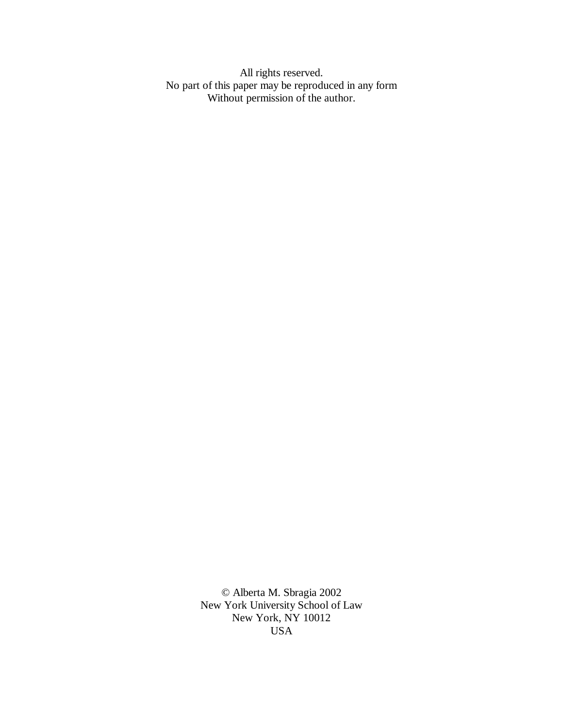All rights reserved.
No part of this paper may be reproduced in any form
Without permission of the author.

© Alberta M. Sbragia 2002
New York University School of Law
New York, NY 10012
USA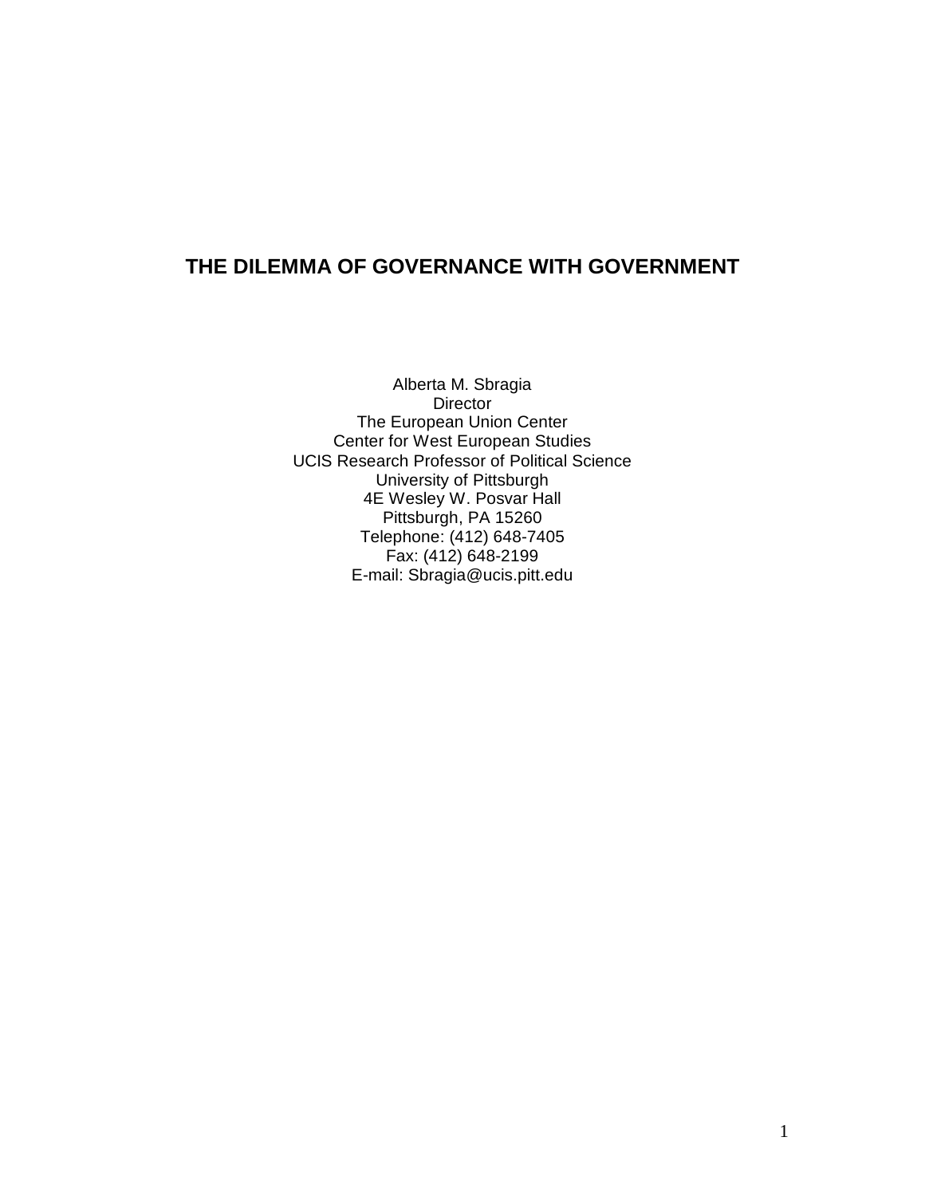# THE DILEMMA OF GOVERNANCE WITH GOVERNMENT

Alberta M. Sbragia  
Director  
The European Union Center  
Center for West European Studies  
UCIS Research Professor of Political Science  
University of Pittsburgh  
4E Wesley W. Posvar Hall  
Pittsburgh, PA 15260  
Telephone: (412) 648-7405  
Fax: (412) 648-2199  
E-mail: Sbragia@ucis.pitt.edu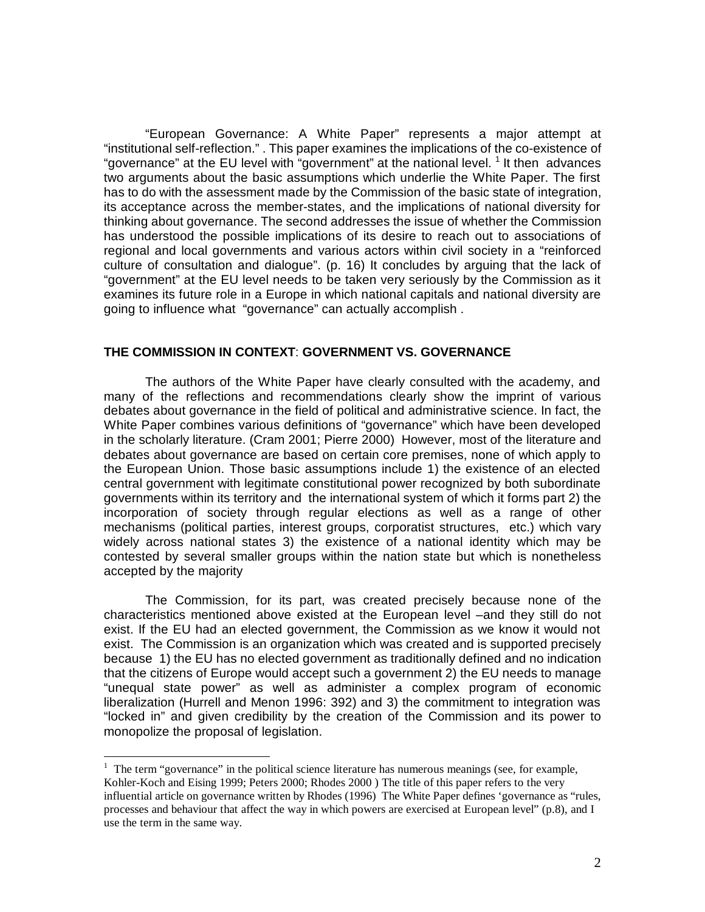"European Governance: A White Paper" represents a major attempt at "institutional self-reflection." . This paper examines the implications of the co-existence of "governance" at the EU level with "government" at the national level. [1] It then advances two arguments about the basic assumptions which underlie the White Paper. The first has to do with the assessment made by the Commission of the basic state of integration, its acceptance across the member-states, and the implications of national diversity for thinking about governance. The second addresses the issue of whether the Commission has understood the possible implications of its desire to reach out to associations of regional and local governments and various actors within civil society in a "reinforced culture of consultation and dialogue". (p. 16) It concludes by arguing that the lack of "government" at the EU level needs to be taken very seriously by the Commission as it examines its future role in a Europe in which national capitals and national diversity are going to influence what "governance" can actually accomplish .

## THE COMMISSION IN CONTEXT: GOVERNMENT VS. GOVERNANCE

The authors of the White Paper have clearly consulted with the academy, and many of the reflections and recommendations clearly show the imprint of various debates about governance in the field of political and administrative science. In fact, the White Paper combines various definitions of "governance" which have been developed in the scholarly literature. (Cram 2001; Pierre 2000) However, most of the literature and debates about governance are based on certain core premises, none of which apply to the European Union. Those basic assumptions include 1) the existence of an elected central government with legitimate constitutional power recognized by both subordinate governments within its territory and the international system of which it forms part 2) the incorporation of society through regular elections as well as a range of other mechanisms (political parties, interest groups, corporatist structures, etc.) which vary widely across national states 3) the existence of a national identity which may be contested by several smaller groups within the nation state but which is nonetheless accepted by the majority

The Commission, for its part, was created precisely because none of the characteristics mentioned above existed at the European level –and they still do not exist. If the EU had an elected government, the Commission as we know it would not exist. The Commission is an organization which was created and is supported precisely because 1) the EU has no elected government as traditionally defined and no indication that the citizens of Europe would accept such a government 2) the EU needs to manage "unequal state power" as well as administer a complex program of economic liberalization (Hurrell and Menon 1996: 392) and 3) the commitment to integration was "locked in" and given credibility by the creation of the Commission and its power to monopolize the proposal of legislation.

---

[1] The term "governance" in the political science literature has numerous meanings (see, for example, Kohler-Koch and Eising 1999; Peters 2000; Rhodes 2000 ) The title of this paper refers to the very influential article on governance written by Rhodes (1996) The White Paper defines 'governance as "rules, processes and behaviour that affect the way in which powers are exercised at European level" (p.8), and I use the term in the same way.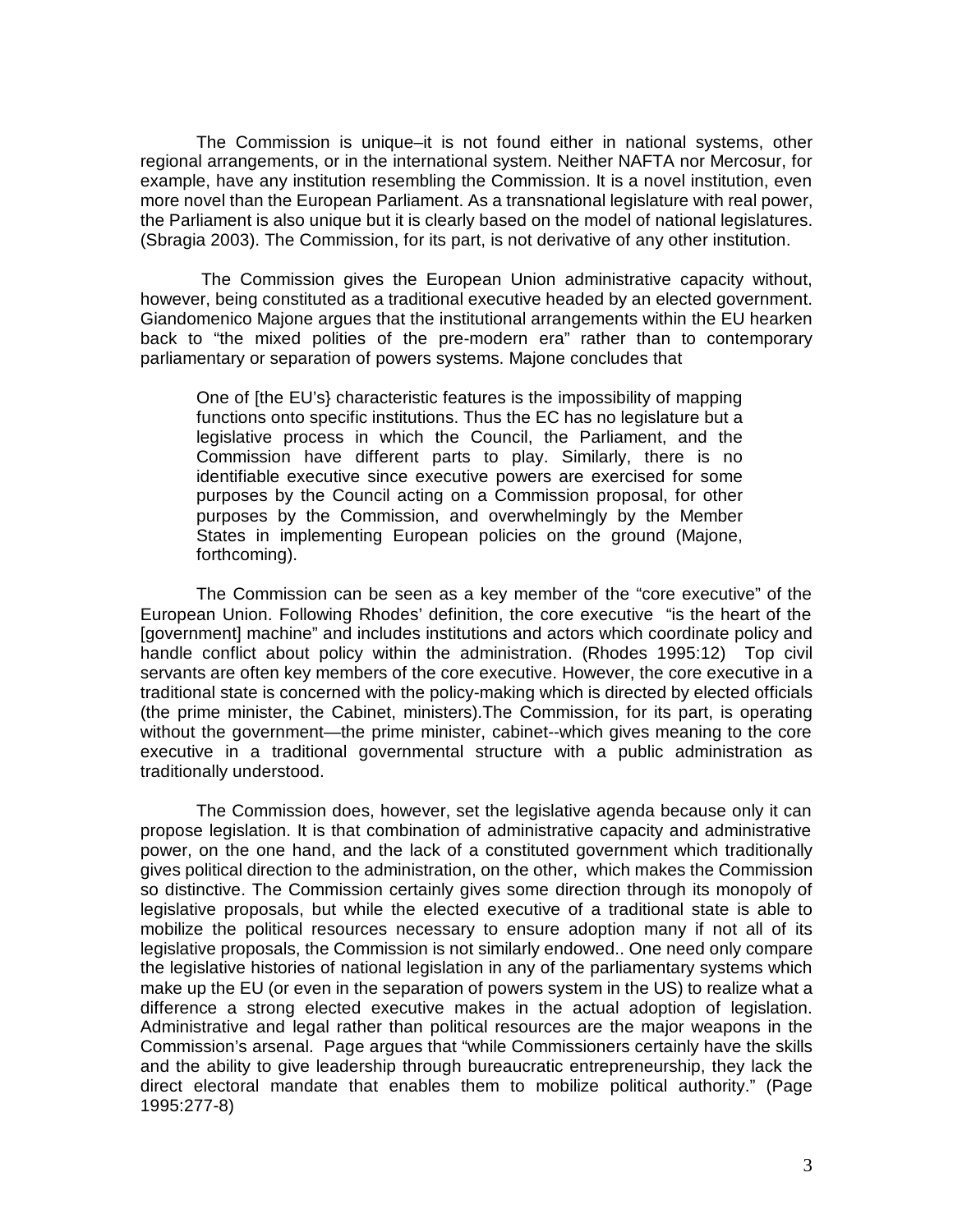The Commission is unique–it is not found either in national systems, other regional arrangements, or in the international system. Neither NAFTA nor Mercosur, for example, have any institution resembling the Commission. It is a novel institution, even more novel than the European Parliament. As a transnational legislature with real power, the Parliament is also unique but it is clearly based on the model of national legislatures. (Sbragia 2003). The Commission, for its part, is not derivative of any other institution.

The Commission gives the European Union administrative capacity without, however, being constituted as a traditional executive headed by an elected government. Giandomenico Majone argues that the institutional arrangements within the EU hearken back to "the mixed polities of the pre-modern era" rather than to contemporary parliamentary or separation of powers systems. Majone concludes that

> One of [the EU's} characteristic features is the impossibility of mapping functions onto specific institutions. Thus the EC has no legislature but a legislative process in which the Council, the Parliament, and the Commission have different parts to play. Similarly, there is no identifiable executive since executive powers are exercised for some purposes by the Council acting on a Commission proposal, for other purposes by the Commission, and overwhelmingly by the Member States in implementing European policies on the ground (Majone, forthcoming).

The Commission can be seen as a key member of the "core executive" of the European Union. Following Rhodes' definition, the core executive "is the heart of the [government] machine" and includes institutions and actors which coordinate policy and handle conflict about policy within the administration. (Rhodes 1995:12) Top civil servants are often key members of the core executive. However, the core executive in a traditional state is concerned with the policy-making which is directed by elected officials (the prime minister, the Cabinet, ministers).The Commission, for its part, is operating without the government—the prime minister, cabinet--which gives meaning to the core executive in a traditional governmental structure with a public administration as traditionally understood.

The Commission does, however, set the legislative agenda because only it can propose legislation. It is that combination of administrative capacity and administrative power, on the one hand, and the lack of a constituted government which traditionally gives political direction to the administration, on the other, which makes the Commission so distinctive. The Commission certainly gives some direction through its monopoly of legislative proposals, but while the elected executive of a traditional state is able to mobilize the political resources necessary to ensure adoption many if not all of its legislative proposals, the Commission is not similarly endowed.. One need only compare the legislative histories of national legislation in any of the parliamentary systems which make up the EU (or even in the separation of powers system in the US) to realize what a difference a strong elected executive makes in the actual adoption of legislation. Administrative and legal rather than political resources are the major weapons in the Commission's arsenal. Page argues that "while Commissioners certainly have the skills and the ability to give leadership through bureaucratic entrepreneurship, they lack the direct electoral mandate that enables them to mobilize political authority." (Page 1995:277-8)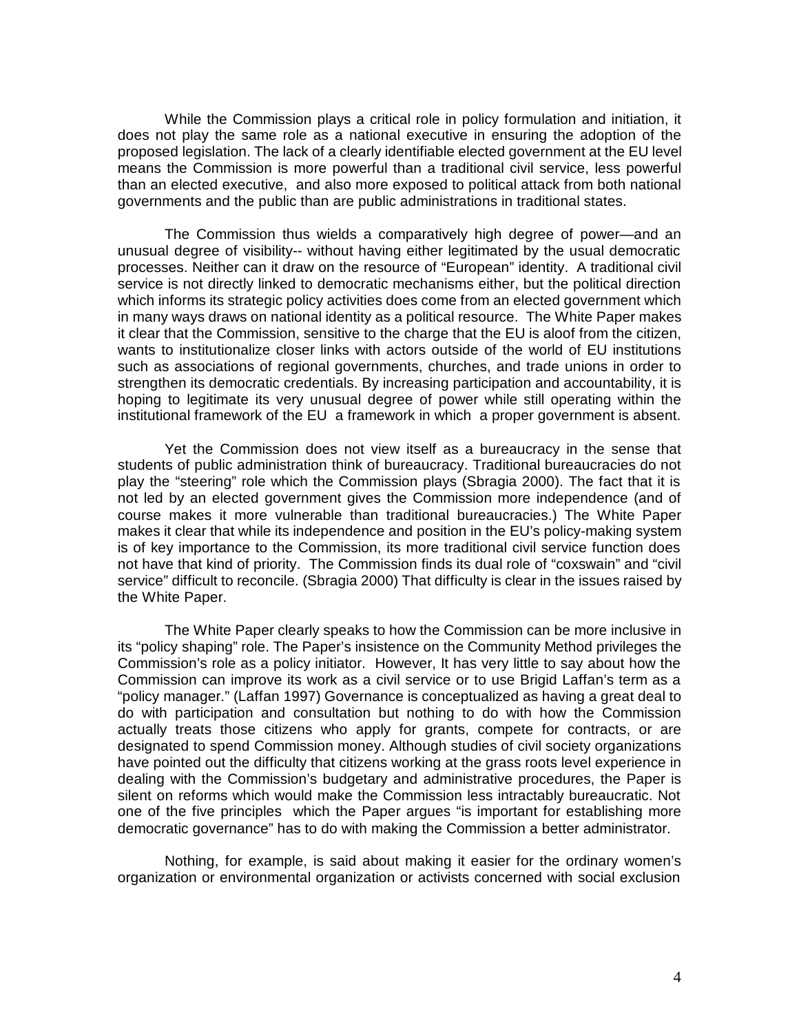While the Commission plays a critical role in policy formulation and initiation, it does not play the same role as a national executive in ensuring the adoption of the proposed legislation. The lack of a clearly identifiable elected government at the EU level means the Commission is more powerful than a traditional civil service, less powerful than an elected executive, and also more exposed to political attack from both national governments and the public than are public administrations in traditional states.

The Commission thus wields a comparatively high degree of power—and an unusual degree of visibility-- without having either legitimated by the usual democratic processes. Neither can it draw on the resource of "European" identity. A traditional civil service is not directly linked to democratic mechanisms either, but the political direction which informs its strategic policy activities does come from an elected government which in many ways draws on national identity as a political resource. The White Paper makes it clear that the Commission, sensitive to the charge that the EU is aloof from the citizen, wants to institutionalize closer links with actors outside of the world of EU institutions such as associations of regional governments, churches, and trade unions in order to strengthen its democratic credentials. By increasing participation and accountability, it is hoping to legitimate its very unusual degree of power while still operating within the institutional framework of the EU a framework in which a proper government is absent.

Yet the Commission does not view itself as a bureaucracy in the sense that students of public administration think of bureaucracy. Traditional bureaucracies do not play the "steering" role which the Commission plays (Sbragia 2000). The fact that it is not led by an elected government gives the Commission more independence (and of course makes it more vulnerable than traditional bureaucracies.) The White Paper makes it clear that while its independence and position in the EU's policy-making system is of key importance to the Commission, its more traditional civil service function does not have that kind of priority. The Commission finds its dual role of "coxswain" and "civil service" difficult to reconcile. (Sbragia 2000) That difficulty is clear in the issues raised by the White Paper.

The White Paper clearly speaks to how the Commission can be more inclusive in its "policy shaping" role. The Paper's insistence on the Community Method privileges the Commission's role as a policy initiator. However, It has very little to say about how the Commission can improve its work as a civil service or to use Brigid Laffan's term as a "policy manager." (Laffan 1997) Governance is conceptualized as having a great deal to do with participation and consultation but nothing to do with how the Commission actually treats those citizens who apply for grants, compete for contracts, or are designated to spend Commission money. Although studies of civil society organizations have pointed out the difficulty that citizens working at the grass roots level experience in dealing with the Commission's budgetary and administrative procedures, the Paper is silent on reforms which would make the Commission less intractably bureaucratic. Not one of the five principles which the Paper argues "is important for establishing more democratic governance" has to do with making the Commission a better administrator.

Nothing, for example, is said about making it easier for the ordinary women's organization or environmental organization or activists concerned with social exclusion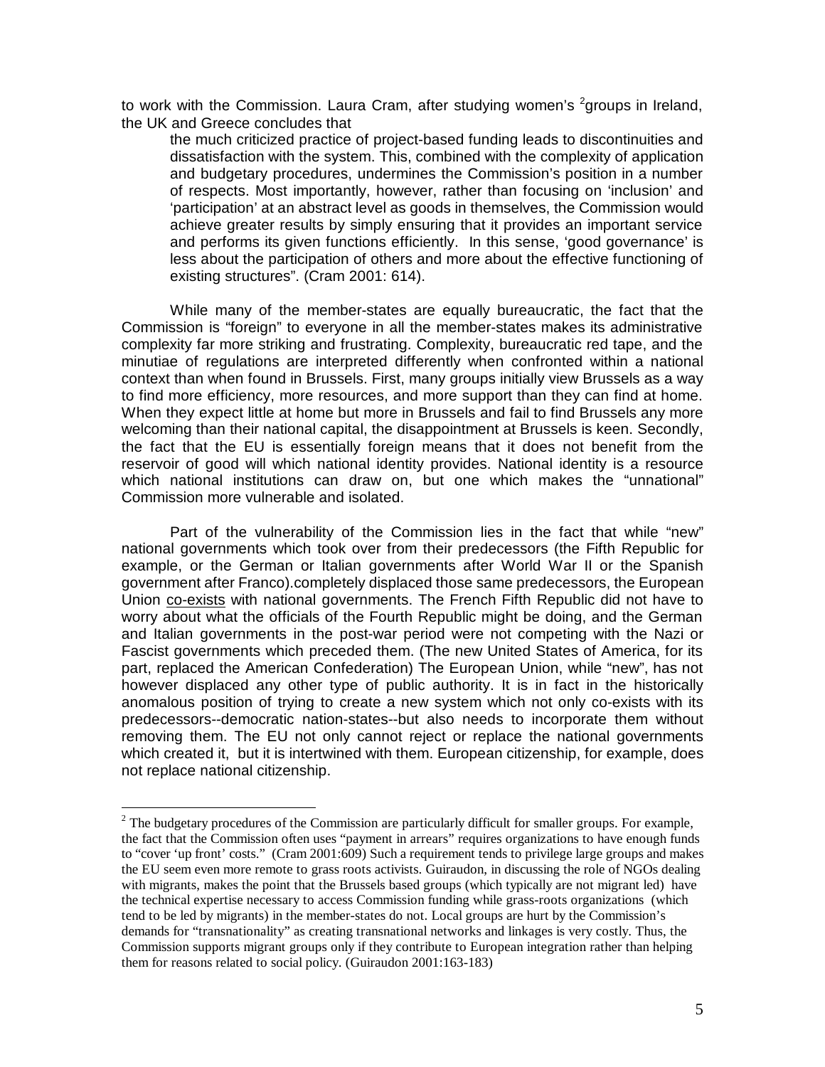to work with the Commission. Laura Cram, after studying women's [2]groups in Ireland, the UK and Greece concludes that

> the much criticized practice of project-based funding leads to discontinuities and dissatisfaction with the system. This, combined with the complexity of application and budgetary procedures, undermines the Commission's position in a number of respects. Most importantly, however, rather than focusing on 'inclusion' and 'participation' at an abstract level as goods in themselves, the Commission would achieve greater results by simply ensuring that it provides an important service and performs its given functions efficiently. In this sense, 'good governance' is less about the participation of others and more about the effective functioning of existing structures". (Cram 2001: 614).

While many of the member-states are equally bureaucratic, the fact that the Commission is "foreign" to everyone in all the member-states makes its administrative complexity far more striking and frustrating. Complexity, bureaucratic red tape, and the minutiae of regulations are interpreted differently when confronted within a national context than when found in Brussels. First, many groups initially view Brussels as a way to find more efficiency, more resources, and more support than they can find at home. When they expect little at home but more in Brussels and fail to find Brussels any more welcoming than their national capital, the disappointment at Brussels is keen. Secondly, the fact that the EU is essentially foreign means that it does not benefit from the reservoir of good will which national identity provides. National identity is a resource which national institutions can draw on, but one which makes the "unnational" Commission more vulnerable and isolated.

Part of the vulnerability of the Commission lies in the fact that while "new" national governments which took over from their predecessors (the Fifth Republic for example, or the German or Italian governments after World War II or the Spanish government after Franco).completely displaced those same predecessors, the European Union co-exists with national governments. The French Fifth Republic did not have to worry about what the officials of the Fourth Republic might be doing, and the German and Italian governments in the post-war period were not competing with the Nazi or Fascist governments which preceded them. (The new United States of America, for its part, replaced the American Confederation) The European Union, while "new", has not however displaced any other type of public authority. It is in fact in the historically anomalous position of trying to create a new system which not only co-exists with its predecessors--democratic nation-states--but also needs to incorporate them without removing them. The EU not only cannot reject or replace the national governments which created it, but it is intertwined with them. European citizenship, for example, does not replace national citizenship.

---

[2] The budgetary procedures of the Commission are particularly difficult for smaller groups. For example, the fact that the Commission often uses "payment in arrears" requires organizations to have enough funds to "cover 'up front' costs." (Cram 2001:609) Such a requirement tends to privilege large groups and makes the EU seem even more remote to grass roots activists. Guiraudon, in discussing the role of NGOs dealing with migrants, makes the point that the Brussels based groups (which typically are not migrant led) have the technical expertise necessary to access Commission funding while grass-roots organizations (which tend to be led by migrants) in the member-states do not. Local groups are hurt by the Commission's demands for "transnationality" as creating transnational networks and linkages is very costly. Thus, the Commission supports migrant groups only if they contribute to European integration rather than helping them for reasons related to social policy. (Guiraudon 2001:163-183)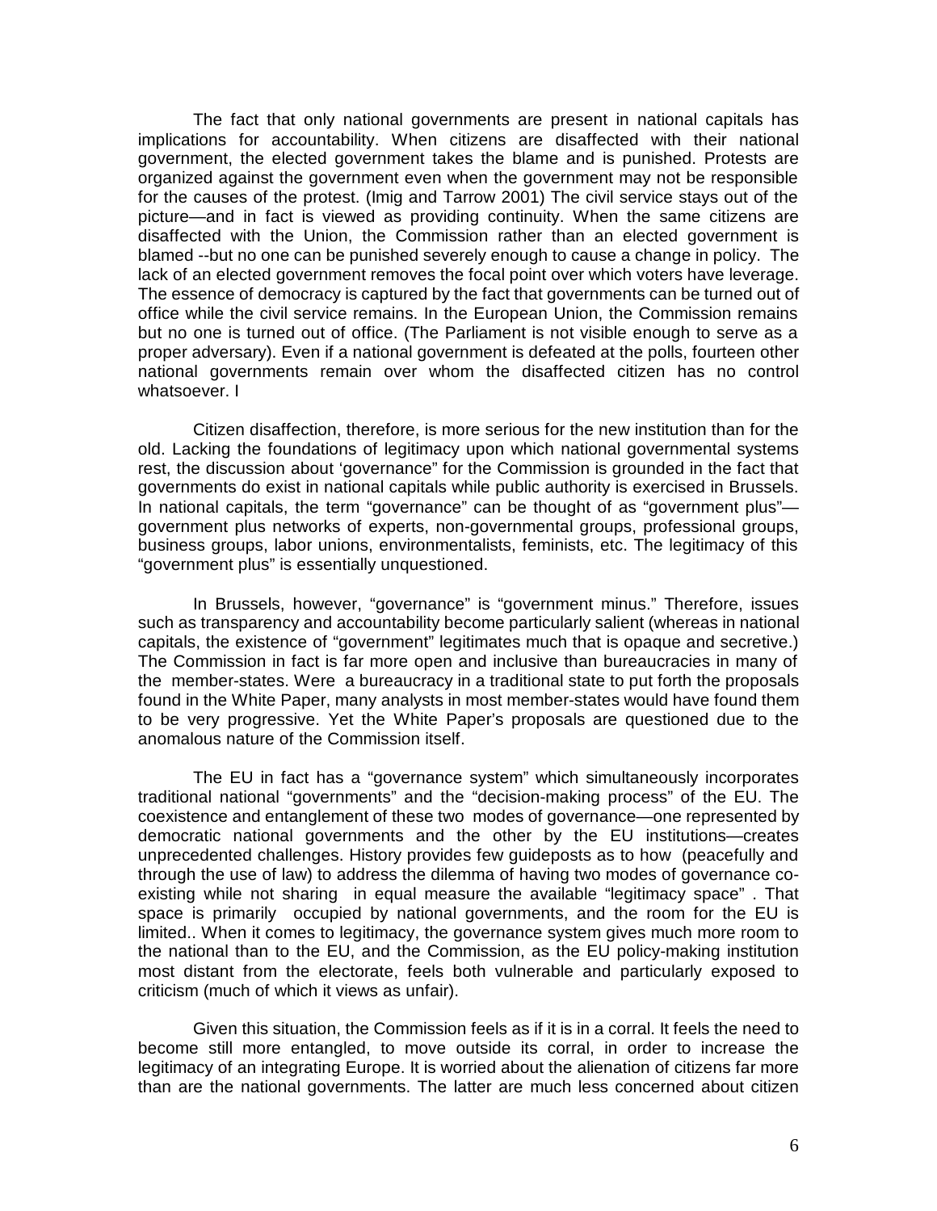The fact that only national governments are present in national capitals has implications for accountability. When citizens are disaffected with their national government, the elected government takes the blame and is punished. Protests are organized against the government even when the government may not be responsible for the causes of the protest. (Imig and Tarrow 2001) The civil service stays out of the picture—and in fact is viewed as providing continuity. When the same citizens are disaffected with the Union, the Commission rather than an elected government is blamed --but no one can be punished severely enough to cause a change in policy. The lack of an elected government removes the focal point over which voters have leverage. The essence of democracy is captured by the fact that governments can be turned out of office while the civil service remains. In the European Union, the Commission remains but no one is turned out of office. (The Parliament is not visible enough to serve as a proper adversary). Even if a national government is defeated at the polls, fourteen other national governments remain over whom the disaffected citizen has no control whatsoever. I

Citizen disaffection, therefore, is more serious for the new institution than for the old. Lacking the foundations of legitimacy upon which national governmental systems rest, the discussion about 'governance" for the Commission is grounded in the fact that governments do exist in national capitals while public authority is exercised in Brussels. In national capitals, the term "governance" can be thought of as "government plus"—government plus networks of experts, non-governmental groups, professional groups, business groups, labor unions, environmentalists, feminists, etc. The legitimacy of this "government plus" is essentially unquestioned.

In Brussels, however, "governance" is "government minus." Therefore, issues such as transparency and accountability become particularly salient (whereas in national capitals, the existence of "government" legitimates much that is opaque and secretive.) The Commission in fact is far more open and inclusive than bureaucracies in many of the member-states. Were a bureaucracy in a traditional state to put forth the proposals found in the White Paper, many analysts in most member-states would have found them to be very progressive. Yet the White Paper's proposals are questioned due to the anomalous nature of the Commission itself.

The EU in fact has a "governance system" which simultaneously incorporates traditional national "governments" and the "decision-making process" of the EU. The coexistence and entanglement of these two modes of governance—one represented by democratic national governments and the other by the EU institutions—creates unprecedented challenges. History provides few guideposts as to how (peacefully and through the use of law) to address the dilemma of having two modes of governance co-existing while not sharing in equal measure the available "legitimacy space" . That space is primarily occupied by national governments, and the room for the EU is limited.. When it comes to legitimacy, the governance system gives much more room to the national than to the EU, and the Commission, as the EU policy-making institution most distant from the electorate, feels both vulnerable and particularly exposed to criticism (much of which it views as unfair).

Given this situation, the Commission feels as if it is in a corral. It feels the need to become still more entangled, to move outside its corral, in order to increase the legitimacy of an integrating Europe. It is worried about the alienation of citizens far more than are the national governments. The latter are much less concerned about citizen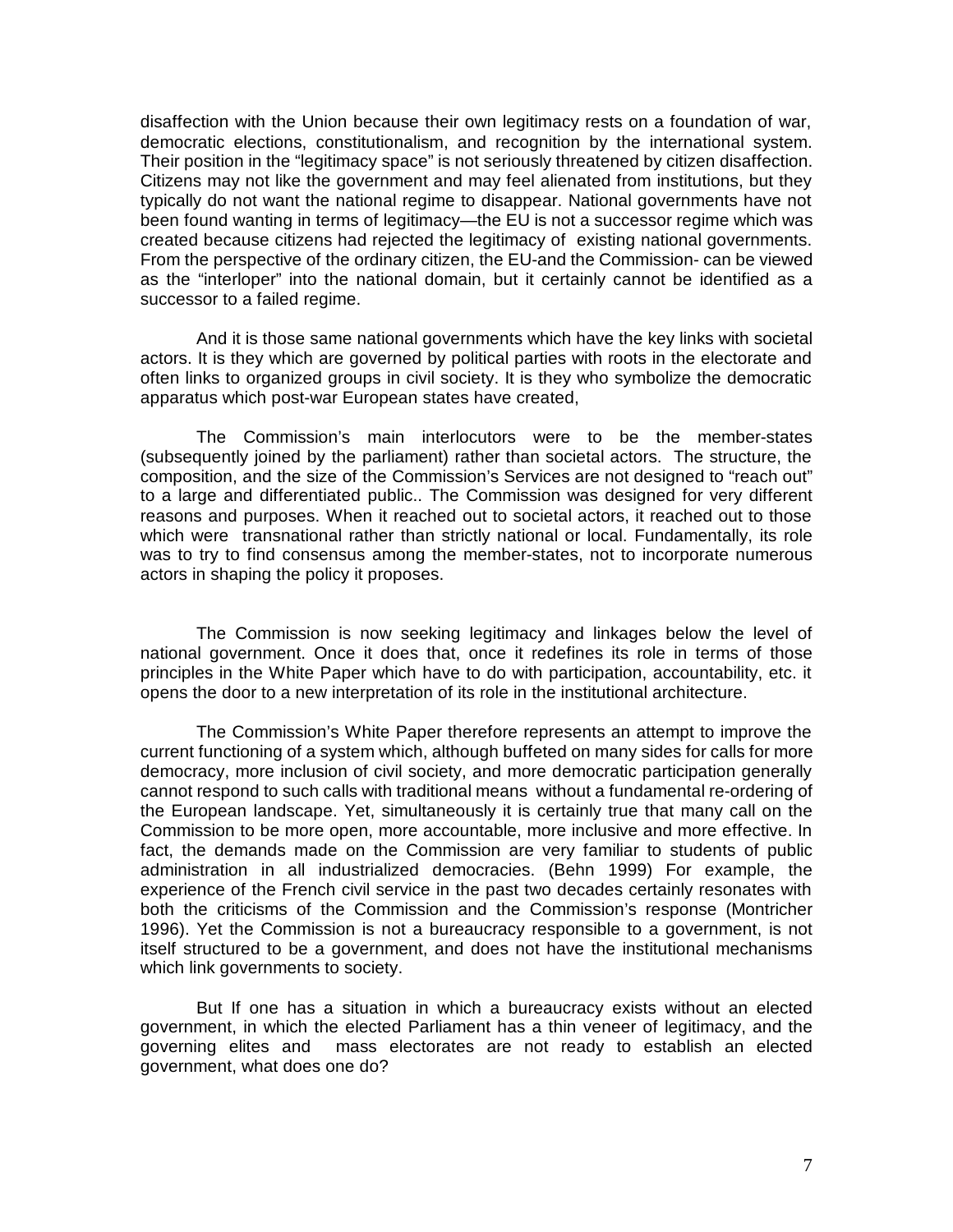disaffection with the Union because their own legitimacy rests on a foundation of war, democratic elections, constitutionalism, and recognition by the international system. Their position in the "legitimacy space" is not seriously threatened by citizen disaffection. Citizens may not like the government and may feel alienated from institutions, but they typically do not want the national regime to disappear. National governments have not been found wanting in terms of legitimacy—the EU is not a successor regime which was created because citizens had rejected the legitimacy of existing national governments. From the perspective of the ordinary citizen, the EU-and the Commission- can be viewed as the "interloper" into the national domain, but it certainly cannot be identified as a successor to a failed regime.

And it is those same national governments which have the key links with societal actors. It is they which are governed by political parties with roots in the electorate and often links to organized groups in civil society. It is they who symbolize the democratic apparatus which post-war European states have created,

The Commission's main interlocutors were to be the member-states (subsequently joined by the parliament) rather than societal actors. The structure, the composition, and the size of the Commission's Services are not designed to "reach out" to a large and differentiated public.. The Commission was designed for very different reasons and purposes. When it reached out to societal actors, it reached out to those which were transnational rather than strictly national or local. Fundamentally, its role was to try to find consensus among the member-states, not to incorporate numerous actors in shaping the policy it proposes.

The Commission is now seeking legitimacy and linkages below the level of national government. Once it does that, once it redefines its role in terms of those principles in the White Paper which have to do with participation, accountability, etc. it opens the door to a new interpretation of its role in the institutional architecture.

The Commission's White Paper therefore represents an attempt to improve the current functioning of a system which, although buffeted on many sides for calls for more democracy, more inclusion of civil society, and more democratic participation generally cannot respond to such calls with traditional means without a fundamental re-ordering of the European landscape. Yet, simultaneously it is certainly true that many call on the Commission to be more open, more accountable, more inclusive and more effective. In fact, the demands made on the Commission are very familiar to students of public administration in all industrialized democracies. (Behn 1999) For example, the experience of the French civil service in the past two decades certainly resonates with both the criticisms of the Commission and the Commission's response (Montricher 1996). Yet the Commission is not a bureaucracy responsible to a government, is not itself structured to be a government, and does not have the institutional mechanisms which link governments to society.

But If one has a situation in which a bureaucracy exists without an elected government, in which the elected Parliament has a thin veneer of legitimacy, and the governing elites and mass electorates are not ready to establish an elected government, what does one do?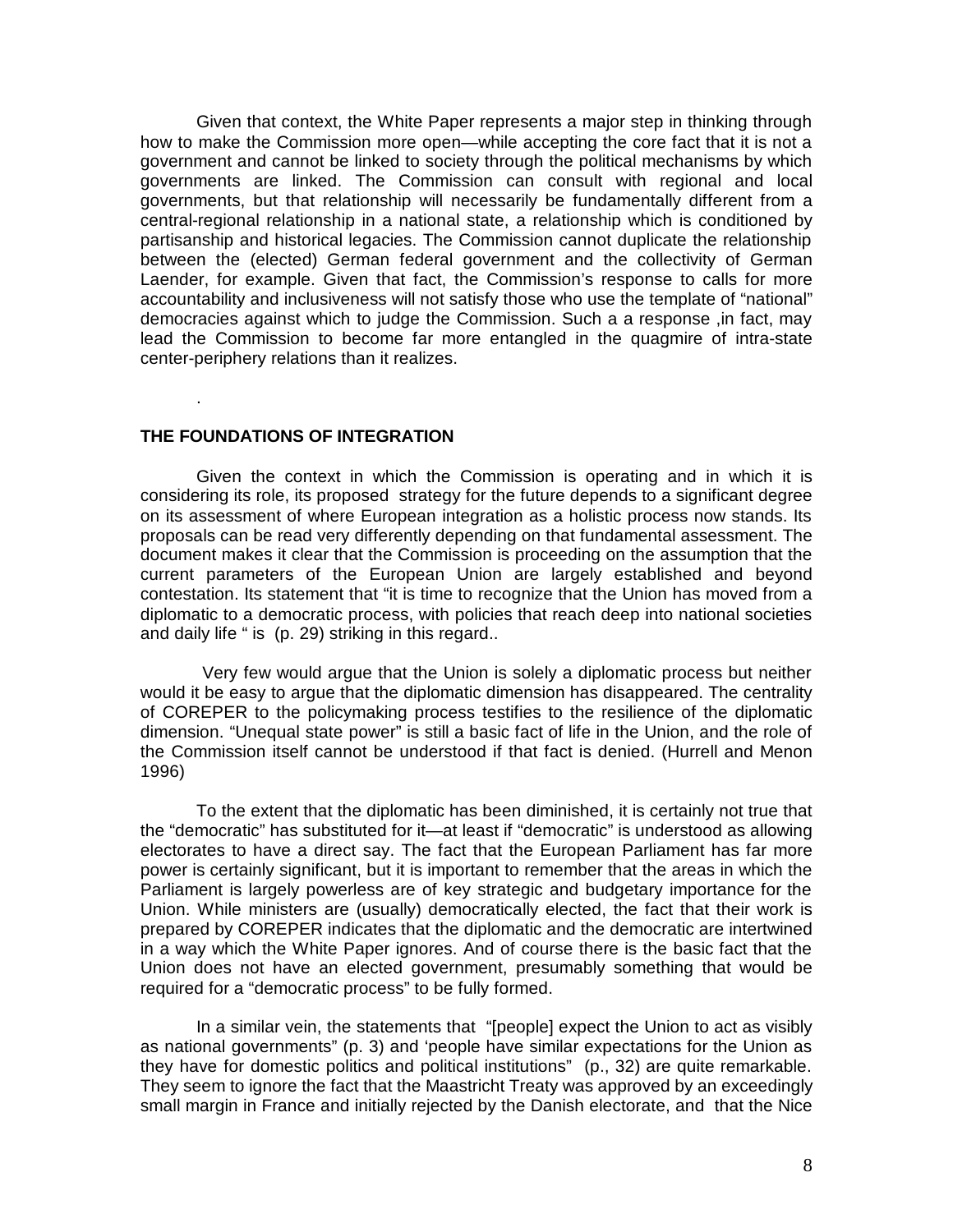Given that context, the White Paper represents a major step in thinking through how to make the Commission more open—while accepting the core fact that it is not a government and cannot be linked to society through the political mechanisms by which governments are linked. The Commission can consult with regional and local governments, but that relationship will necessarily be fundamentally different from a central-regional relationship in a national state, a relationship which is conditioned by partisanship and historical legacies. The Commission cannot duplicate the relationship between the (elected) German federal government and the collectivity of German Laender, for example. Given that fact, the Commission's response to calls for more accountability and inclusiveness will not satisfy those who use the template of "national" democracies against which to judge the Commission. Such a a response ,in fact, may lead the Commission to become far more entangled in the quagmire of intra-state center-periphery relations than it realizes.

.

**THE FOUNDATIONS OF INTEGRATION**

Given the context in which the Commission is operating and in which it is considering its role, its proposed strategy for the future depends to a significant degree on its assessment of where European integration as a holistic process now stands. Its proposals can be read very differently depending on that fundamental assessment. The document makes it clear that the Commission is proceeding on the assumption that the current parameters of the European Union are largely established and beyond contestation. Its statement that "it is time to recognize that the Union has moved from a diplomatic to a democratic process, with policies that reach deep into national societies and daily life " is (p. 29) striking in this regard..

Very few would argue that the Union is solely a diplomatic process but neither would it be easy to argue that the diplomatic dimension has disappeared. The centrality of COREPER to the policymaking process testifies to the resilience of the diplomatic dimension. "Unequal state power" is still a basic fact of life in the Union, and the role of the Commission itself cannot be understood if that fact is denied. (Hurrell and Menon 1996)

To the extent that the diplomatic has been diminished, it is certainly not true that the "democratic" has substituted for it—at least if "democratic" is understood as allowing electorates to have a direct say. The fact that the European Parliament has far more power is certainly significant, but it is important to remember that the areas in which the Parliament is largely powerless are of key strategic and budgetary importance for the Union. While ministers are (usually) democratically elected, the fact that their work is prepared by COREPER indicates that the diplomatic and the democratic are intertwined in a way which the White Paper ignores. And of course there is the basic fact that the Union does not have an elected government, presumably something that would be required for a "democratic process" to be fully formed.

In a similar vein, the statements that "[people] expect the Union to act as visibly as national governments" (p. 3) and 'people have similar expectations for the Union as they have for domestic politics and political institutions" (p., 32) are quite remarkable. They seem to ignore the fact that the Maastricht Treaty was approved by an exceedingly small margin in France and initially rejected by the Danish electorate, and that the Nice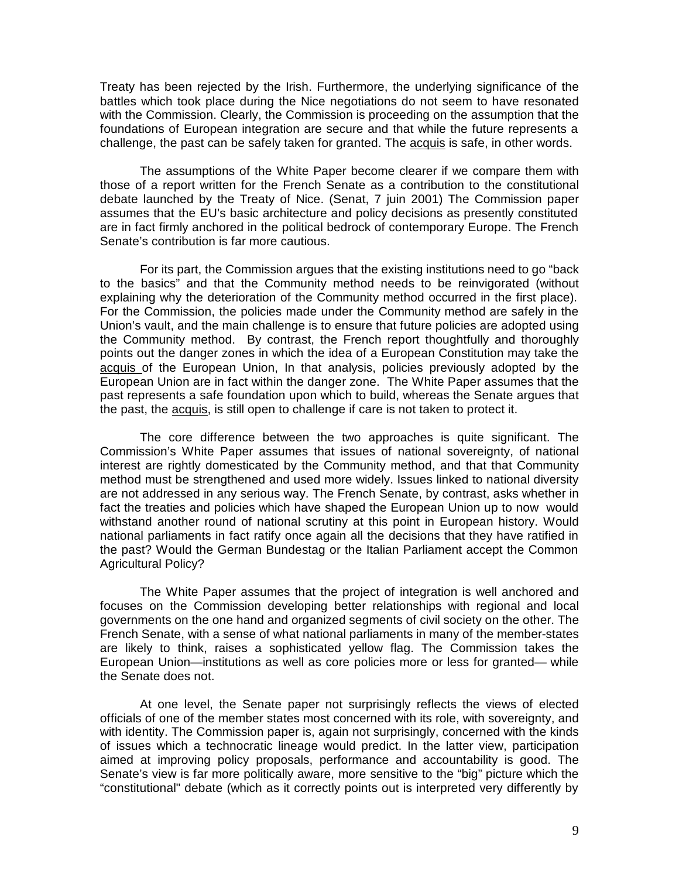Treaty has been rejected by the Irish. Furthermore, the underlying significance of the battles which took place during the Nice negotiations do not seem to have resonated with the Commission. Clearly, the Commission is proceeding on the assumption that the foundations of European integration are secure and that while the future represents a challenge, the past can be safely taken for granted. The acquis is safe, in other words.

The assumptions of the White Paper become clearer if we compare them with those of a report written for the French Senate as a contribution to the constitutional debate launched by the Treaty of Nice. (Senat, 7 juin 2001) The Commission paper assumes that the EU's basic architecture and policy decisions as presently constituted are in fact firmly anchored in the political bedrock of contemporary Europe. The French Senate's contribution is far more cautious.

For its part, the Commission argues that the existing institutions need to go "back to the basics" and that the Community method needs to be reinvigorated (without explaining why the deterioration of the Community method occurred in the first place). For the Commission, the policies made under the Community method are safely in the Union's vault, and the main challenge is to ensure that future policies are adopted using the Community method. By contrast, the French report thoughtfully and thoroughly points out the danger zones in which the idea of a European Constitution may take the acquis of the European Union, In that analysis, policies previously adopted by the European Union are in fact within the danger zone. The White Paper assumes that the past represents a safe foundation upon which to build, whereas the Senate argues that the past, the acquis, is still open to challenge if care is not taken to protect it.

The core difference between the two approaches is quite significant. The Commission's White Paper assumes that issues of national sovereignty, of national interest are rightly domesticated by the Community method, and that that Community method must be strengthened and used more widely. Issues linked to national diversity are not addressed in any serious way. The French Senate, by contrast, asks whether in fact the treaties and policies which have shaped the European Union up to now would withstand another round of national scrutiny at this point in European history. Would national parliaments in fact ratify once again all the decisions that they have ratified in the past? Would the German Bundestag or the Italian Parliament accept the Common Agricultural Policy?

The White Paper assumes that the project of integration is well anchored and focuses on the Commission developing better relationships with regional and local governments on the one hand and organized segments of civil society on the other. The French Senate, with a sense of what national parliaments in many of the member-states are likely to think, raises a sophisticated yellow flag. The Commission takes the European Union—institutions as well as core policies more or less for granted— while the Senate does not.

At one level, the Senate paper not surprisingly reflects the views of elected officials of one of the member states most concerned with its role, with sovereignty, and with identity. The Commission paper is, again not surprisingly, concerned with the kinds of issues which a technocratic lineage would predict. In the latter view, participation aimed at improving policy proposals, performance and accountability is good. The Senate's view is far more politically aware, more sensitive to the "big" picture which the "constitutional" debate (which as it correctly points out is interpreted very differently by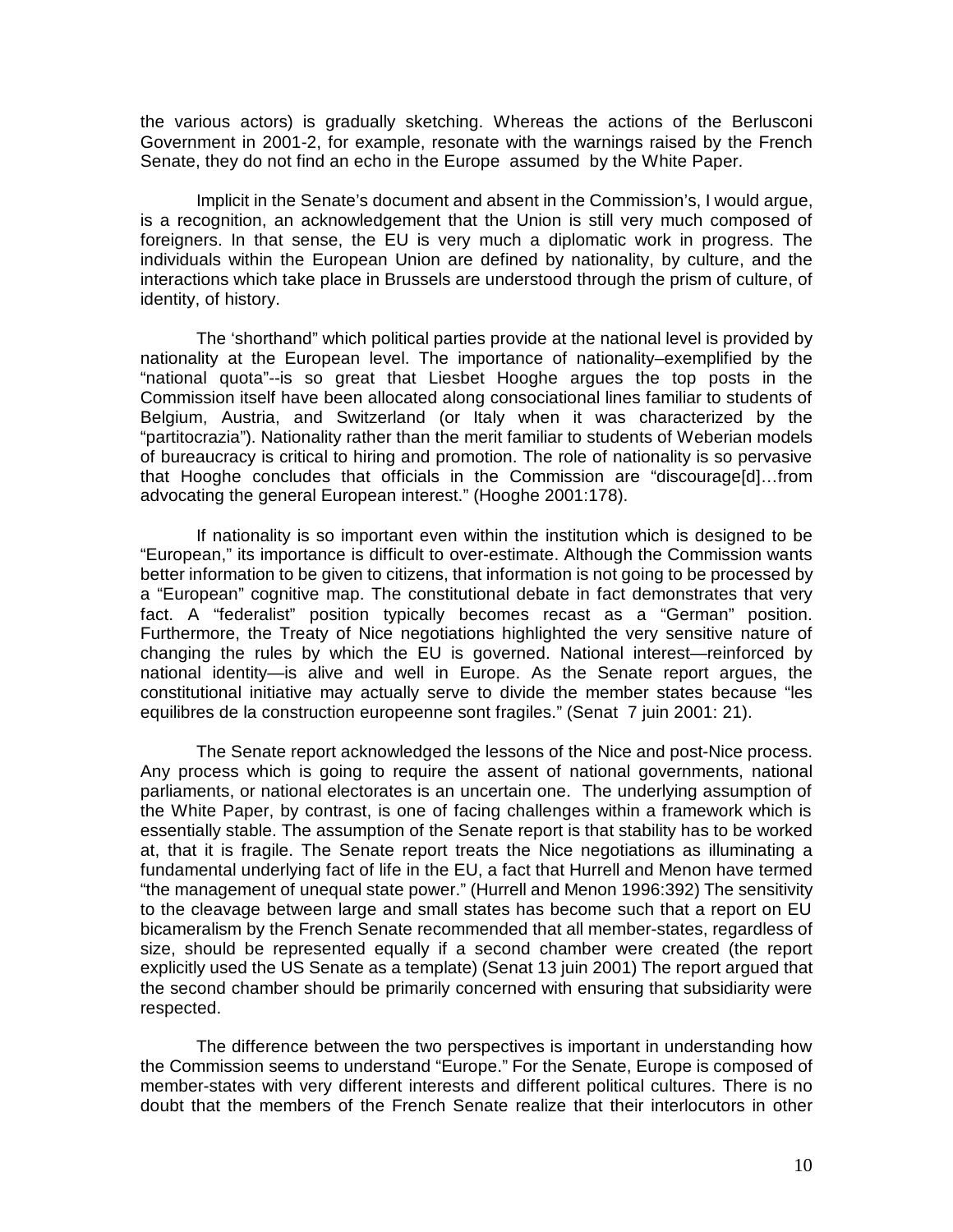the various actors) is gradually sketching. Whereas the actions of the Berlusconi Government in 2001-2, for example, resonate with the warnings raised by the French Senate, they do not find an echo in the Europe assumed by the White Paper.

Implicit in the Senate's document and absent in the Commission's, I would argue, is a recognition, an acknowledgement that the Union is still very much composed of foreigners. In that sense, the EU is very much a diplomatic work in progress. The individuals within the European Union are defined by nationality, by culture, and the interactions which take place in Brussels are understood through the prism of culture, of identity, of history.

The 'shorthand" which political parties provide at the national level is provided by nationality at the European level. The importance of nationality–exemplified by the "national quota"--is so great that Liesbet Hooghe argues the top posts in the Commission itself have been allocated along consociational lines familiar to students of Belgium, Austria, and Switzerland (or Italy when it was characterized by the "partitocrazia"). Nationality rather than the merit familiar to students of Weberian models of bureaucracy is critical to hiring and promotion. The role of nationality is so pervasive that Hooghe concludes that officials in the Commission are "discourage[d]…from advocating the general European interest." (Hooghe 2001:178).

If nationality is so important even within the institution which is designed to be "European," its importance is difficult to over-estimate. Although the Commission wants better information to be given to citizens, that information is not going to be processed by a "European" cognitive map. The constitutional debate in fact demonstrates that very fact. A "federalist" position typically becomes recast as a "German" position. Furthermore, the Treaty of Nice negotiations highlighted the very sensitive nature of changing the rules by which the EU is governed. National interest—reinforced by national identity—is alive and well in Europe. As the Senate report argues, the constitutional initiative may actually serve to divide the member states because "les equilibres de la construction europeenne sont fragiles." (Senat 7 juin 2001: 21).

The Senate report acknowledged the lessons of the Nice and post-Nice process. Any process which is going to require the assent of national governments, national parliaments, or national electorates is an uncertain one. The underlying assumption of the White Paper, by contrast, is one of facing challenges within a framework which is essentially stable. The assumption of the Senate report is that stability has to be worked at, that it is fragile. The Senate report treats the Nice negotiations as illuminating a fundamental underlying fact of life in the EU, a fact that Hurrell and Menon have termed "the management of unequal state power." (Hurrell and Menon 1996:392) The sensitivity to the cleavage between large and small states has become such that a report on EU bicameralism by the French Senate recommended that all member-states, regardless of size, should be represented equally if a second chamber were created (the report explicitly used the US Senate as a template) (Senat 13 juin 2001) The report argued that the second chamber should be primarily concerned with ensuring that subsidiarity were respected.

The difference between the two perspectives is important in understanding how the Commission seems to understand "Europe." For the Senate, Europe is composed of member-states with very different interests and different political cultures. There is no doubt that the members of the French Senate realize that their interlocutors in other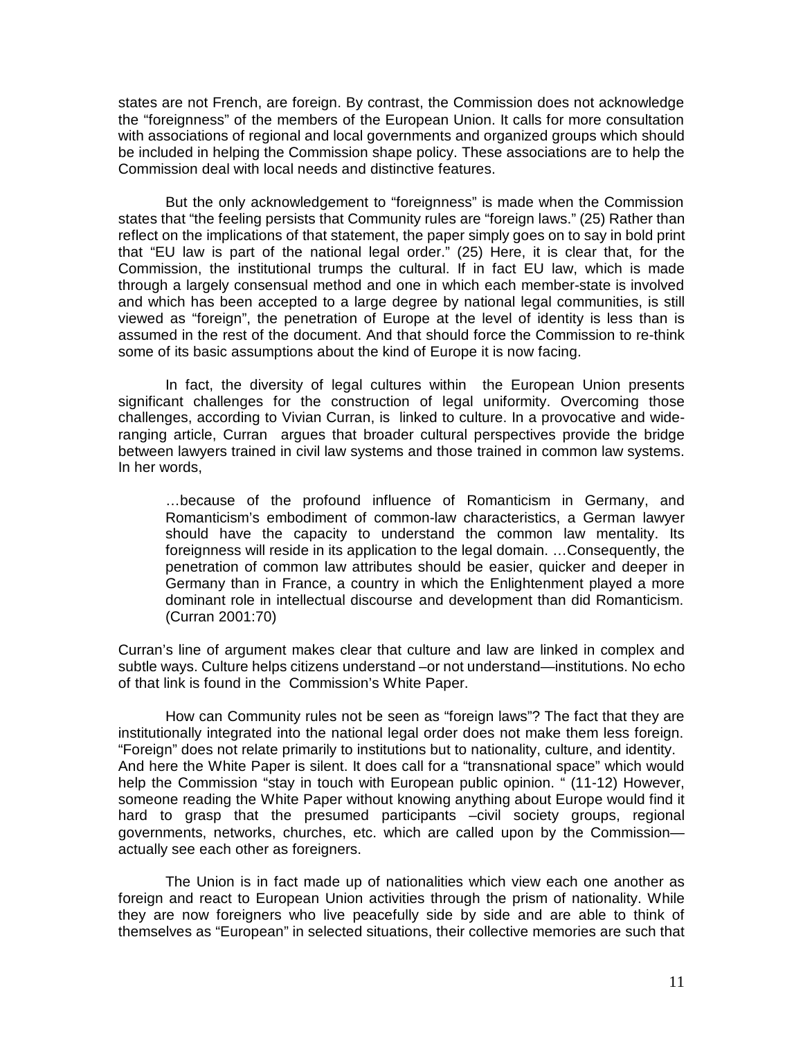states are not French, are foreign. By contrast, the Commission does not acknowledge the "foreignness" of the members of the European Union. It calls for more consultation with associations of regional and local governments and organized groups which should be included in helping the Commission shape policy. These associations are to help the Commission deal with local needs and distinctive features.

But the only acknowledgement to "foreignness" is made when the Commission states that "the feeling persists that Community rules are "foreign laws." (25) Rather than reflect on the implications of that statement, the paper simply goes on to say in bold print that "EU law is part of the national legal order." (25) Here, it is clear that, for the Commission, the institutional trumps the cultural. If in fact EU law, which is made through a largely consensual method and one in which each member-state is involved and which has been accepted to a large degree by national legal communities, is still viewed as "foreign", the penetration of Europe at the level of identity is less than is assumed in the rest of the document. And that should force the Commission to re-think some of its basic assumptions about the kind of Europe it is now facing.

In fact, the diversity of legal cultures within the European Union presents significant challenges for the construction of legal uniformity. Overcoming those challenges, according to Vivian Curran, is linked to culture. In a provocative and wide-ranging article, Curran argues that broader cultural perspectives provide the bridge between lawyers trained in civil law systems and those trained in common law systems. In her words,

> …because of the profound influence of Romanticism in Germany, and Romanticism's embodiment of common-law characteristics, a German lawyer should have the capacity to understand the common law mentality. Its foreignness will reside in its application to the legal domain. …Consequently, the penetration of common law attributes should be easier, quicker and deeper in Germany than in France, a country in which the Enlightenment played a more dominant role in intellectual discourse and development than did Romanticism. (Curran 2001:70)

Curran's line of argument makes clear that culture and law are linked in complex and subtle ways. Culture helps citizens understand –or not understand—institutions. No echo of that link is found in the Commission's White Paper.

How can Community rules not be seen as "foreign laws"? The fact that they are institutionally integrated into the national legal order does not make them less foreign. "Foreign" does not relate primarily to institutions but to nationality, culture, and identity. And here the White Paper is silent. It does call for a "transnational space" which would help the Commission "stay in touch with European public opinion. " (11-12) However, someone reading the White Paper without knowing anything about Europe would find it hard to grasp that the presumed participants –civil society groups, regional governments, networks, churches, etc. which are called upon by the Commission—actually see each other as foreigners.

The Union is in fact made up of nationalities which view each one another as foreign and react to European Union activities through the prism of nationality. While they are now foreigners who live peacefully side by side and are able to think of themselves as "European" in selected situations, their collective memories are such that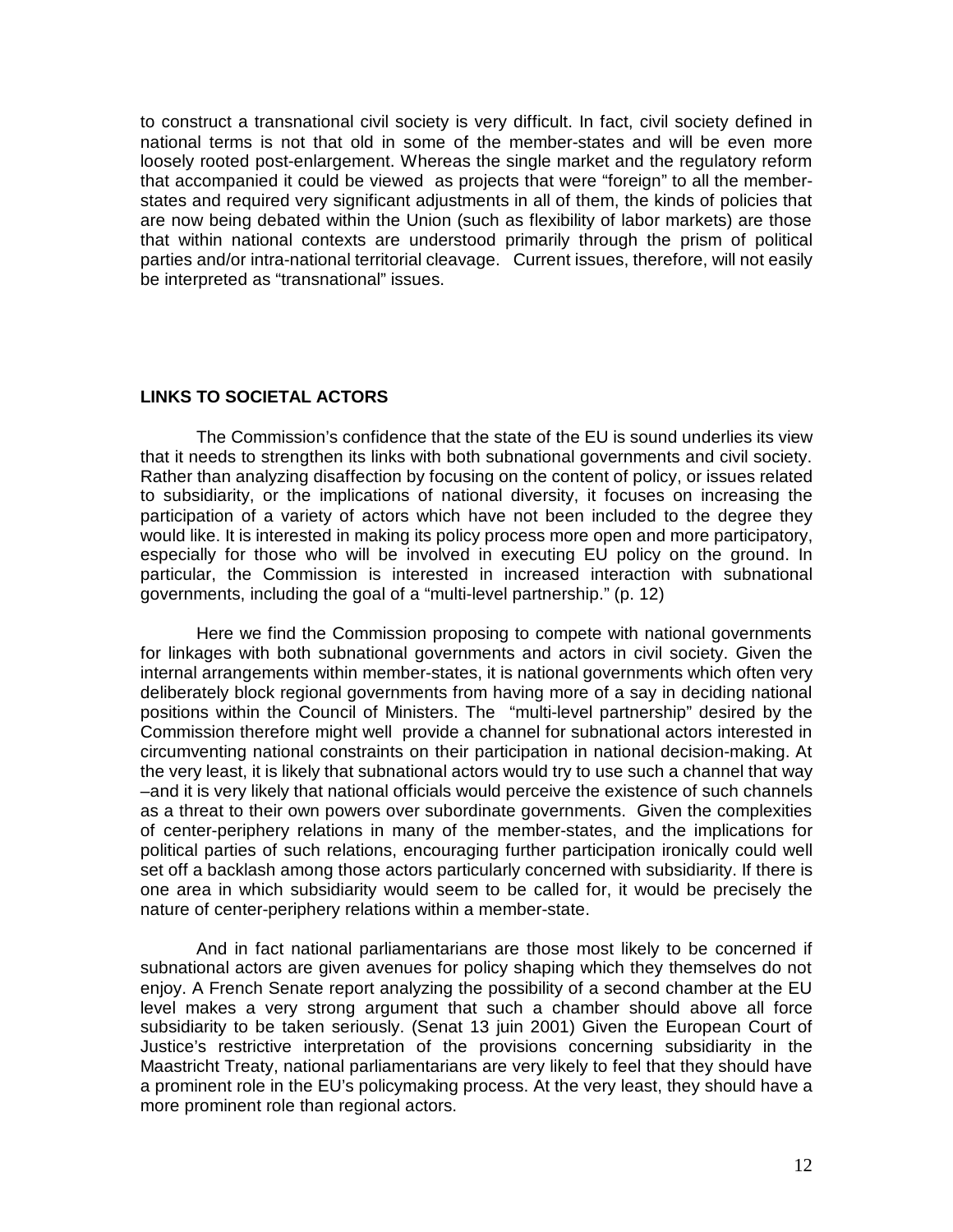to construct a transnational civil society is very difficult. In fact, civil society defined in national terms is not that old in some of the member-states and will be even more loosely rooted post-enlargement. Whereas the single market and the regulatory reform that accompanied it could be viewed as projects that were "foreign" to all the member-states and required very significant adjustments in all of them, the kinds of policies that are now being debated within the Union (such as flexibility of labor markets) are those that within national contexts are understood primarily through the prism of political parties and/or intra-national territorial cleavage. Current issues, therefore, will not easily be interpreted as "transnational" issues.

## LINKS TO SOCIETAL ACTORS

The Commission's confidence that the state of the EU is sound underlies its view that it needs to strengthen its links with both subnational governments and civil society. Rather than analyzing disaffection by focusing on the content of policy, or issues related to subsidiarity, or the implications of national diversity, it focuses on increasing the participation of a variety of actors which have not been included to the degree they would like. It is interested in making its policy process more open and more participatory, especially for those who will be involved in executing EU policy on the ground. In particular, the Commission is interested in increased interaction with subnational governments, including the goal of a "multi-level partnership." (p. 12)

Here we find the Commission proposing to compete with national governments for linkages with both subnational governments and actors in civil society. Given the internal arrangements within member-states, it is national governments which often very deliberately block regional governments from having more of a say in deciding national positions within the Council of Ministers. The "multi-level partnership" desired by the Commission therefore might well provide a channel for subnational actors interested in circumventing national constraints on their participation in national decision-making. At the very least, it is likely that subnational actors would try to use such a channel that way –and it is very likely that national officials would perceive the existence of such channels as a threat to their own powers over subordinate governments. Given the complexities of center-periphery relations in many of the member-states, and the implications for political parties of such relations, encouraging further participation ironically could well set off a backlash among those actors particularly concerned with subsidiarity. If there is one area in which subsidiarity would seem to be called for, it would be precisely the nature of center-periphery relations within a member-state.

And in fact national parliamentarians are those most likely to be concerned if subnational actors are given avenues for policy shaping which they themselves do not enjoy. A French Senate report analyzing the possibility of a second chamber at the EU level makes a very strong argument that such a chamber should above all force subsidiarity to be taken seriously. (Senat 13 juin 2001) Given the European Court of Justice's restrictive interpretation of the provisions concerning subsidiarity in the Maastricht Treaty, national parliamentarians are very likely to feel that they should have a prominent role in the EU's policymaking process. At the very least, they should have a more prominent role than regional actors.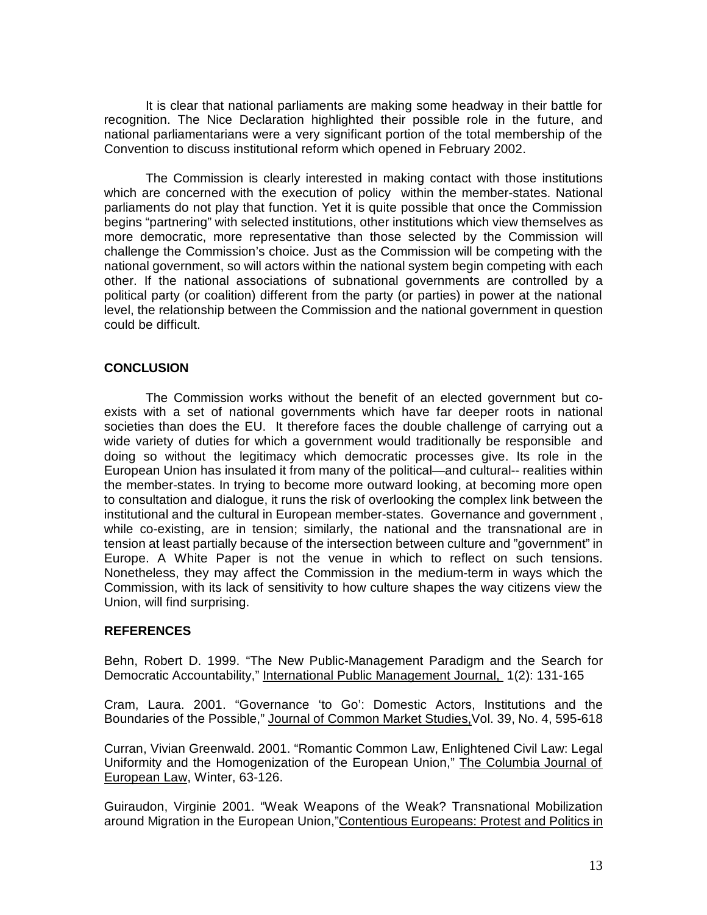It is clear that national parliaments are making some headway in their battle for recognition. The Nice Declaration highlighted their possible role in the future, and national parliamentarians were a very significant portion of the total membership of the Convention to discuss institutional reform which opened in February 2002.

The Commission is clearly interested in making contact with those institutions which are concerned with the execution of policy within the member-states. National parliaments do not play that function. Yet it is quite possible that once the Commission begins "partnering" with selected institutions, other institutions which view themselves as more democratic, more representative than those selected by the Commission will challenge the Commission's choice. Just as the Commission will be competing with the national government, so will actors within the national system begin competing with each other. If the national associations of subnational governments are controlled by a political party (or coalition) different from the party (or parties) in power at the national level, the relationship between the Commission and the national government in question could be difficult.

## CONCLUSION

The Commission works without the benefit of an elected government but co-exists with a set of national governments which have far deeper roots in national societies than does the EU. It therefore faces the double challenge of carrying out a wide variety of duties for which a government would traditionally be responsible and doing so without the legitimacy which democratic processes give. Its role in the European Union has insulated it from many of the political—and cultural-- realities within the member-states. In trying to become more outward looking, at becoming more open to consultation and dialogue, it runs the risk of overlooking the complex link between the institutional and the cultural in European member-states. Governance and government , while co-existing, are in tension; similarly, the national and the transnational are in tension at least partially because of the intersection between culture and "government" in Europe. A White Paper is not the venue in which to reflect on such tensions. Nonetheless, they may affect the Commission in the medium-term in ways which the Commission, with its lack of sensitivity to how culture shapes the way citizens view the Union, will find surprising.

## REFERENCES

Behn, Robert D. 1999. "The New Public-Management Paradigm and the Search for Democratic Accountability," International Public Management Journal, 1(2): 131-165

Cram, Laura. 2001. "Governance 'to Go': Domestic Actors, Institutions and the Boundaries of the Possible," Journal of Common Market Studies, Vol. 39, No. 4, 595-618

Curran, Vivian Greenwald. 2001. "Romantic Common Law, Enlightened Civil Law: Legal Uniformity and the Homogenization of the European Union," The Columbia Journal of European Law, Winter, 63-126.

Guiraudon, Virginie 2001. "Weak Weapons of the Weak? Transnational Mobilization around Migration in the European Union," Contentious Europeans: Protest and Politics in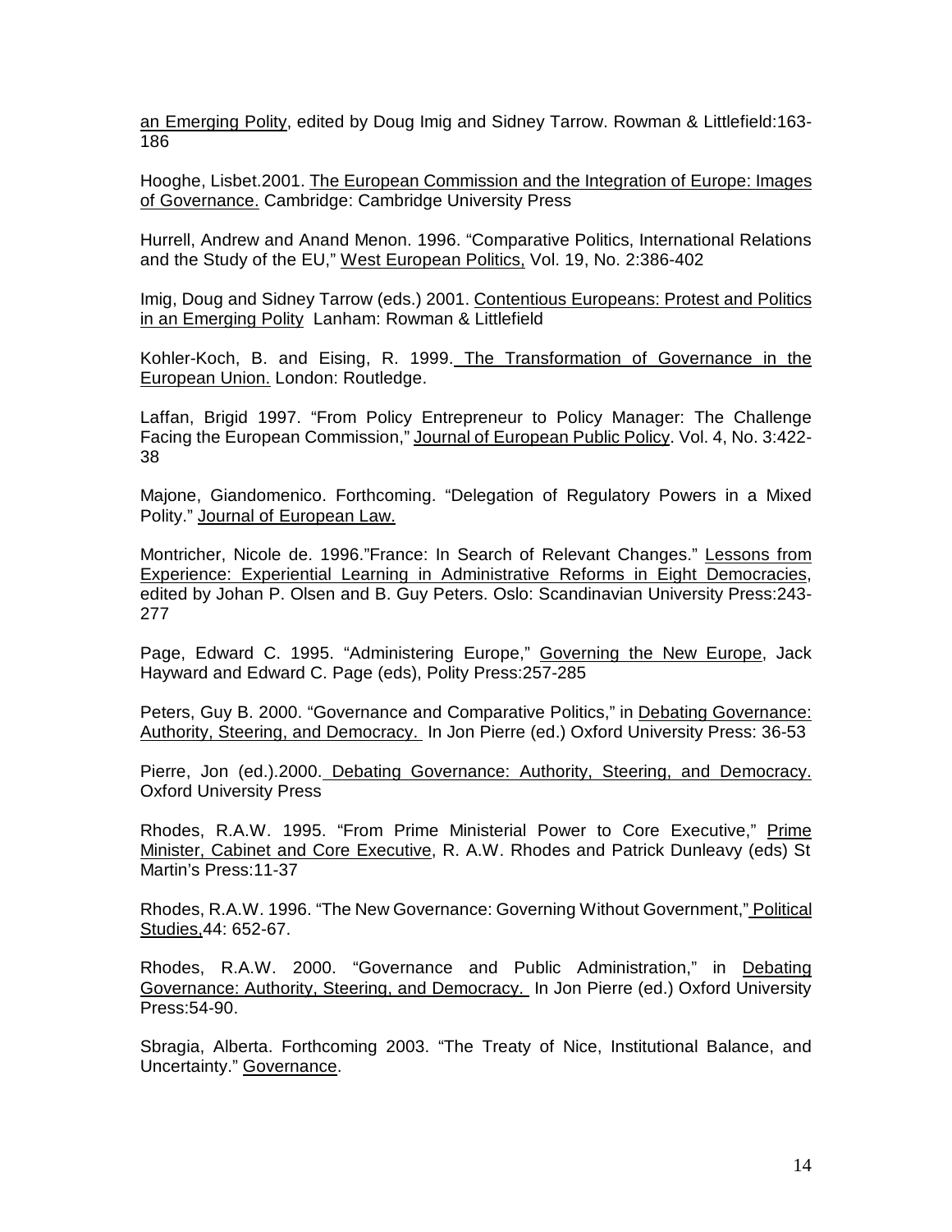an Emerging Polity, edited by Doug Imig and Sidney Tarrow. Rowman & Littlefield:163-186

Hooghe, Lisbet.2001. The European Commission and the Integration of Europe: Images of Governance. Cambridge: Cambridge University Press

Hurrell, Andrew and Anand Menon. 1996. "Comparative Politics, International Relations and the Study of the EU," West European Politics, Vol. 19, No. 2:386-402

Imig, Doug and Sidney Tarrow (eds.) 2001. Contentious Europeans: Protest and Politics in an Emerging Polity Lanham: Rowman & Littlefield

Kohler-Koch, B. and Eising, R. 1999. The Transformation of Governance in the European Union. London: Routledge.

Laffan, Brigid 1997. "From Policy Entrepreneur to Policy Manager: The Challenge Facing the European Commission," Journal of European Public Policy. Vol. 4, No. 3:422-38

Majone, Giandomenico. Forthcoming. "Delegation of Regulatory Powers in a Mixed Polity." Journal of European Law.

Montricher, Nicole de. 1996."France: In Search of Relevant Changes." Lessons from Experience: Experiential Learning in Administrative Reforms in Eight Democracies, edited by Johan P. Olsen and B. Guy Peters. Oslo: Scandinavian University Press:243-277

Page, Edward C. 1995. "Administering Europe," Governing the New Europe, Jack Hayward and Edward C. Page (eds), Polity Press:257-285

Peters, Guy B. 2000. "Governance and Comparative Politics," in Debating Governance: Authority, Steering, and Democracy. In Jon Pierre (ed.) Oxford University Press: 36-53

Pierre, Jon (ed.).2000. Debating Governance: Authority, Steering, and Democracy. Oxford University Press

Rhodes, R.A.W. 1995. "From Prime Ministerial Power to Core Executive," Prime Minister, Cabinet and Core Executive, R. A.W. Rhodes and Patrick Dunleavy (eds) St Martin's Press:11-37

Rhodes, R.A.W. 1996. "The New Governance: Governing Without Government," Political Studies,44: 652-67.

Rhodes, R.A.W. 2000. "Governance and Public Administration," in Debating Governance: Authority, Steering, and Democracy. In Jon Pierre (ed.) Oxford University Press:54-90.

Sbragia, Alberta. Forthcoming 2003. "The Treaty of Nice, Institutional Balance, and Uncertainty." Governance.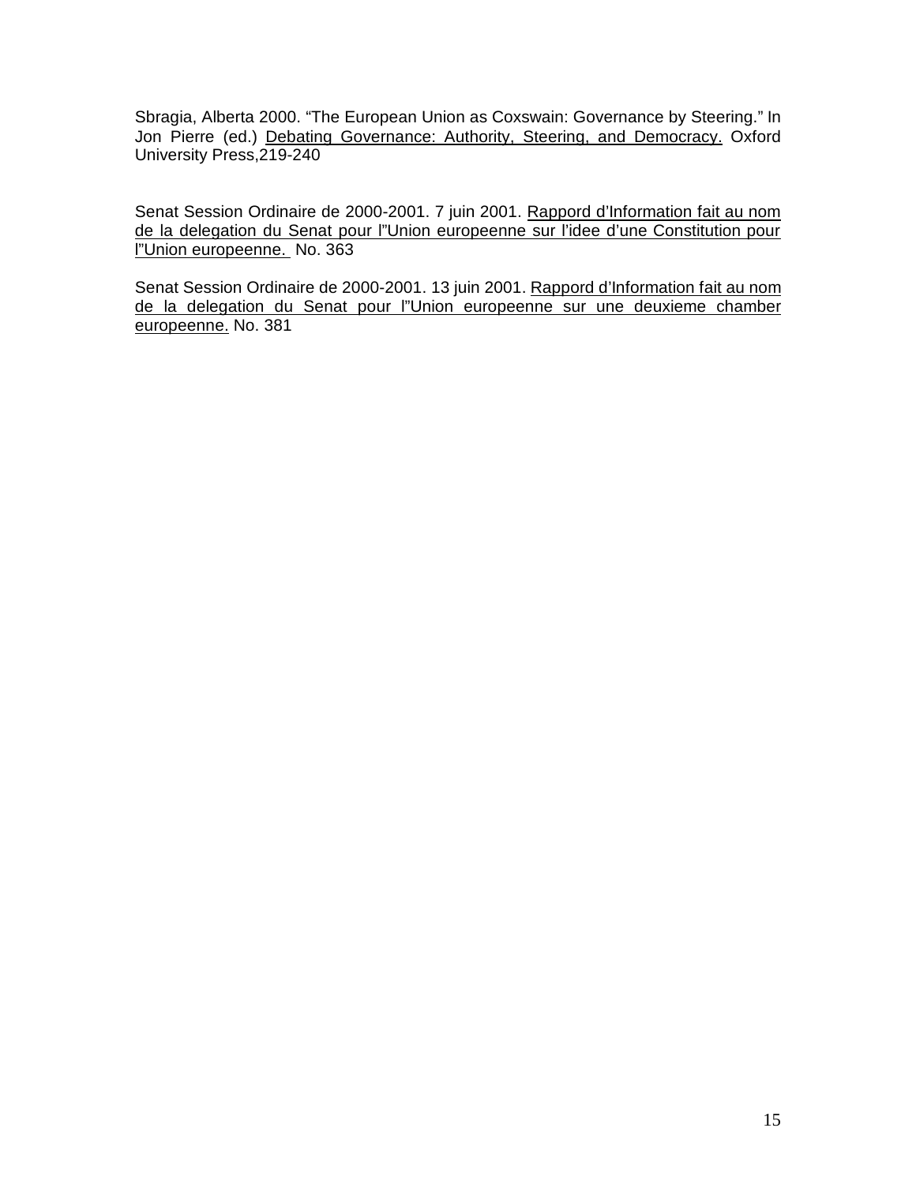Sbragia, Alberta 2000. "The European Union as Coxswain: Governance by Steering." In Jon Pierre (ed.) Debating Governance: Authority, Steering, and Democracy. Oxford University Press,219-240

Senat Session Ordinaire de 2000-2001. 7 juin 2001. Rappord d'Information fait au nom de la delegation du Senat pour l"Union europeenne sur l'idee d'une Constitution pour l"Union europeenne. No. 363

Senat Session Ordinaire de 2000-2001. 13 juin 2001. Rappord d'Information fait au nom de la delegation du Senat pour l"Union europeenne sur une deuxieme chamber europeenne. No. 381